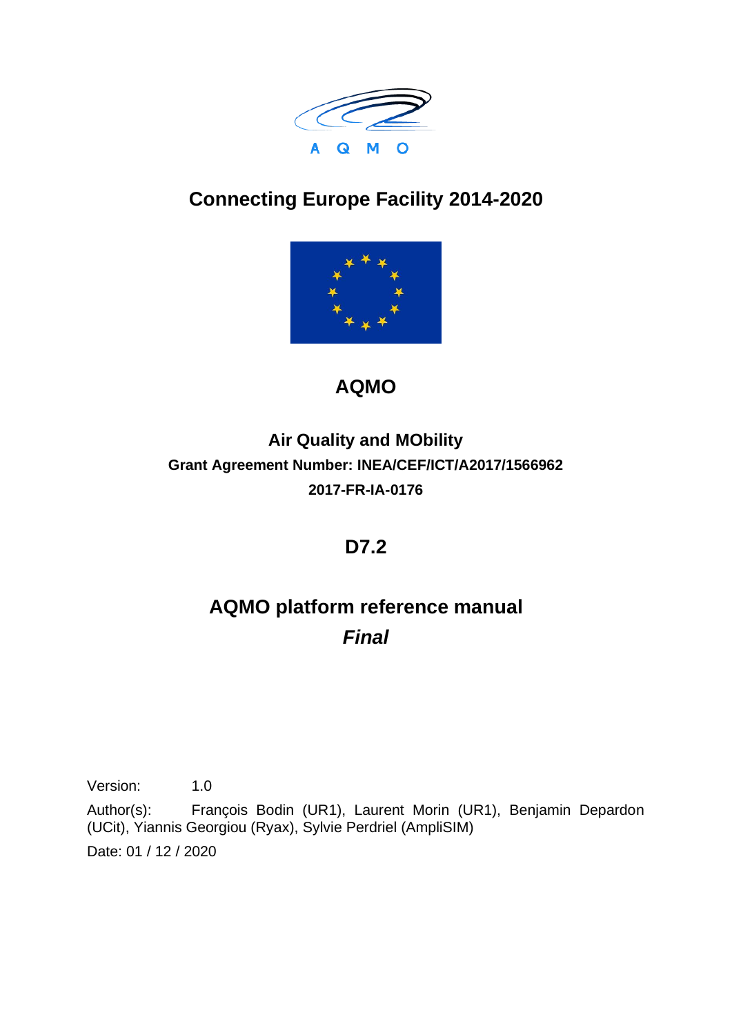A Q M O

# Connecting Europe Facility 2014-2020

# AQMO

## Air Quality and MObility

**Grant Agreement Number: INEA/CEF/ICT/A2017/1566962**

**2017-FR-IA-0176**

# D7.2

# AQMO platform reference manual

***Final***

Version: 1.0

Author(s): François Bodin (UR1), Laurent Morin (UR1), Benjamin Depardon (UCit), Yiannis Georgiou (Ryax), Sylvie Perdriel (AmpliSIM)

Date: 01 / 12 / 2020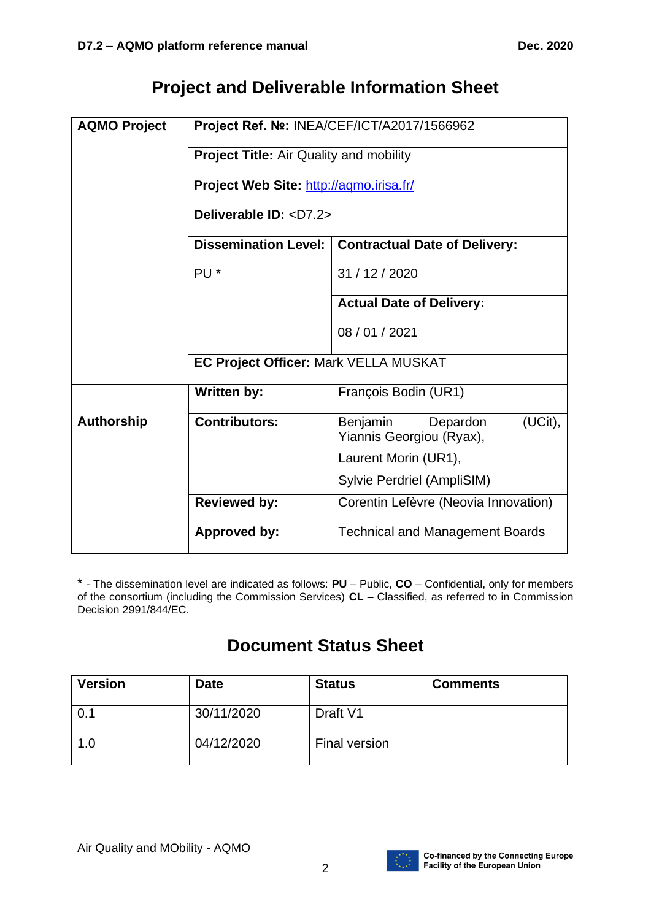# Project and Deliverable Information Sheet

| AQMO Project | **Project Ref. №:** INEA/CEF/ICT/A2017/1566962 | |
|---|---|---|
| | **Project Title:** Air Quality and mobility | |
| | **Project Web Site:** http://aqmo.irisa.fr/ | |
| | **Deliverable ID:** <D7.2> | |
| | **Dissemination Level:** PU * | **Contractual Date of Delivery:** 31 / 12 / 2020 |
| | | **Actual Date of Delivery:** 08 / 01 / 2021 |
| | **EC Project Officer:** Mark VELLA MUSKAT | |
| **Authorship** | **Written by:** | François Bodin (UR1) |
| | **Contributors:** | Benjamin Depardon (UCit), Yiannis Georgiou (Ryax), Laurent Morin (UR1), Sylvie Perdriel (AmpliSIM) |
| | **Reviewed by:** | Corentin Lefèvre (Neovia Innovation) |
| | **Approved by:** | Technical and Management Boards |

* - The dissemination level are indicated as follows: **PU** – Public, **CO** – Confidential, only for members of the consortium (including the Commission Services) **CL** – Classified, as referred to in Commission Decision 2991/844/EC.

# Document Status Sheet

| Version | Date | Status | Comments |
|---|---|---|---|
| 0.1 | 30/11/2020 | Draft V1 | |
| 1.0 | 04/12/2020 | Final version | |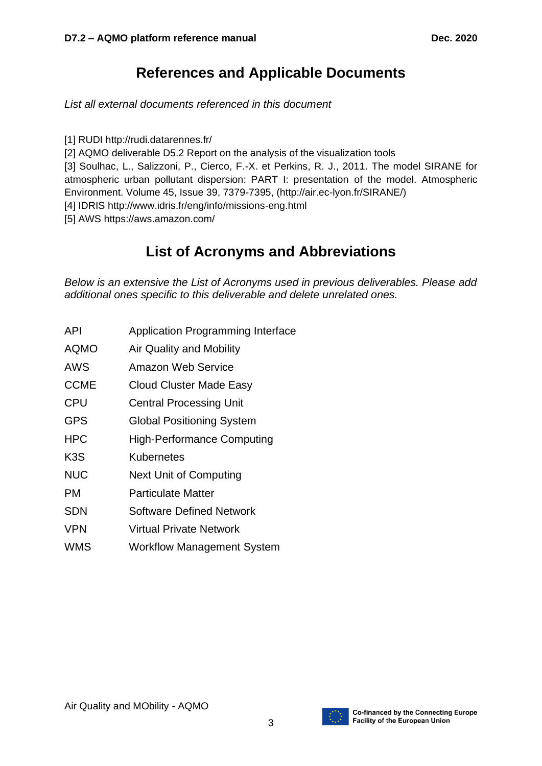# References and Applicable Documents

*List all external documents referenced in this document*

[1] RUDI http://rudi.datarennes.fr/
[2] AQMO deliverable D5.2 Report on the analysis of the visualization tools
[3] Soulhac, L., Salizzoni, P., Cierco, F.-X. et Perkins, R. J., 2011. The model SIRANE for atmospheric urban pollutant dispersion: PART I: presentation of the model. Atmospheric Environment. Volume 45, Issue 39, 7379-7395, (http://air.ec-lyon.fr/SIRANE/)
[4] IDRIS http://www.idris.fr/eng/info/missions-eng.html
[5] AWS https://aws.amazon.com/

# List of Acronyms and Abbreviations

*Below is an extensive the List of Acronyms used in previous deliverables. Please add additional ones specific to this deliverable and delete unrelated ones.*

| | |
|---|---|
| API | Application Programming Interface |
| AQMO | Air Quality and Mobility |
| AWS | Amazon Web Service |
| CCME | Cloud Cluster Made Easy |
| CPU | Central Processing Unit |
| GPS | Global Positioning System |
| HPC | High-Performance Computing |
| K3S | Kubernetes |
| NUC | Next Unit of Computing |
| PM | Particulate Matter |
| SDN | Software Defined Network |
| VPN | Virtual Private Network |
| WMS | Workflow Management System |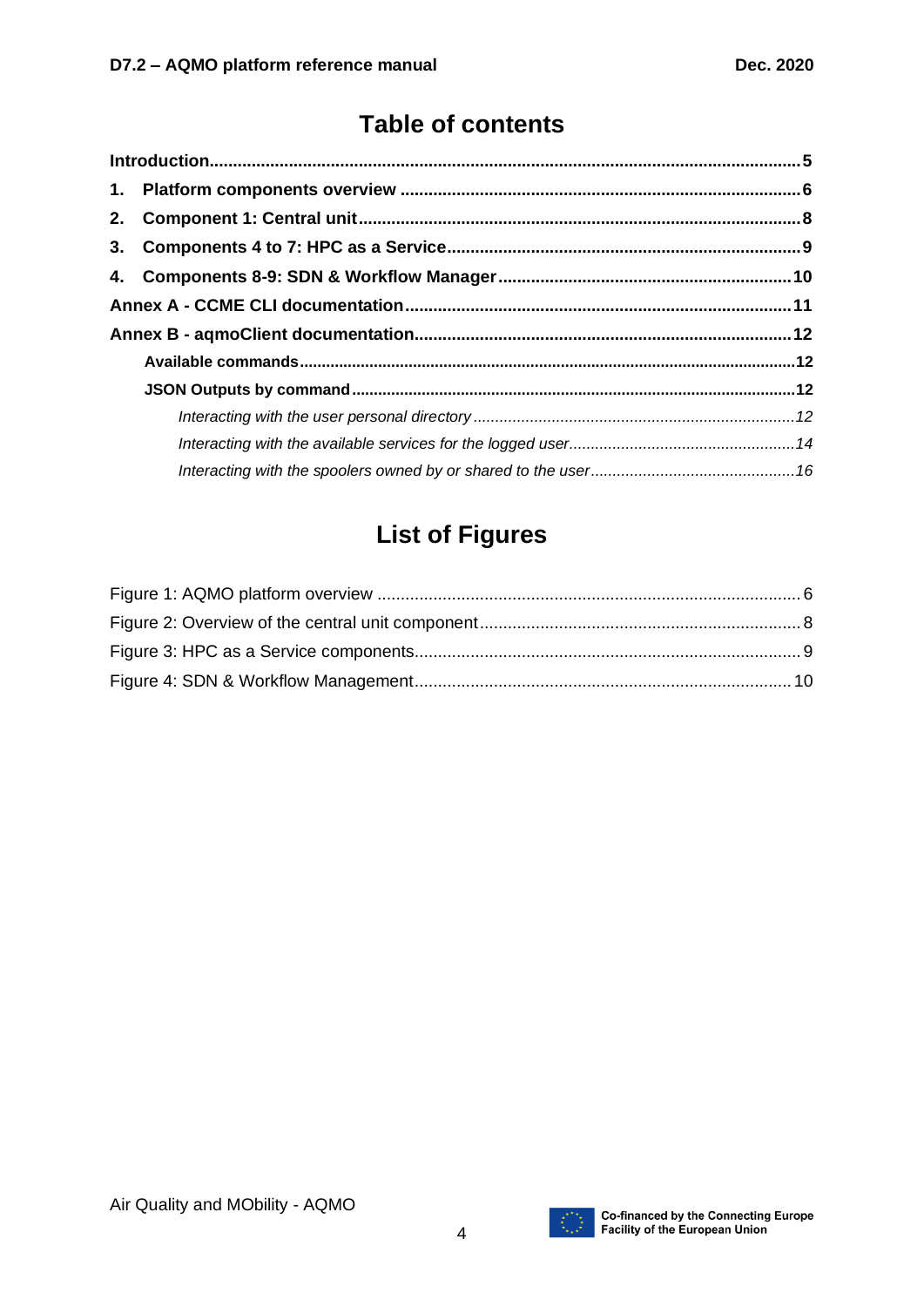# Table of contents

**Introduction** ..... **5**

**1. Platform components overview** ..... **6**

**2. Component 1: Central unit** ..... **8**

**3. Components 4 to 7: HPC as a Service** ..... **9**

**4. Components 8-9: SDN & Workflow Manager** ..... **10**

**Annex A - CCME CLI documentation** ..... **11**

**Annex B - aqmoClient documentation** ..... **12**

- **Available commands** ..... **12**
- **JSON Outputs by command** ..... **12**
  - *Interacting with the user personal directory* ..... *12*
  - *Interacting with the available services for the logged user* ..... *14*
  - *Interacting with the spoolers owned by or shared to the user* ..... *16*

# List of Figures

Figure 1: AQMO platform overview ..... 6

Figure 2: Overview of the central unit component ..... 8

Figure 3: HPC as a Service components ..... 9

Figure 4: SDN & Workflow Management ..... 10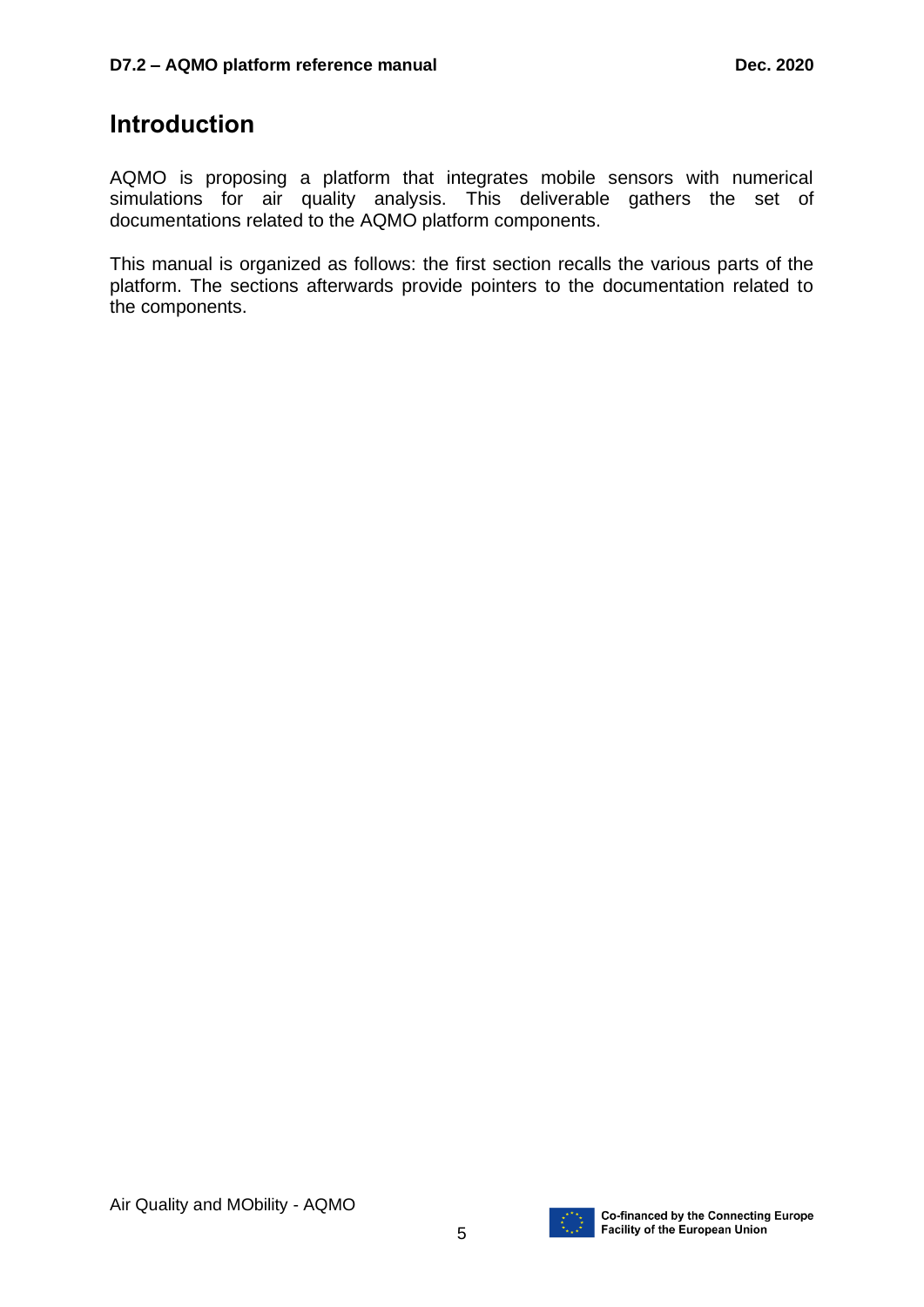# Introduction

AQMO is proposing a platform that integrates mobile sensors with numerical simulations for air quality analysis. This deliverable gathers the set of documentations related to the AQMO platform components.

This manual is organized as follows: the first section recalls the various parts of the platform. The sections afterwards provide pointers to the documentation related to the components.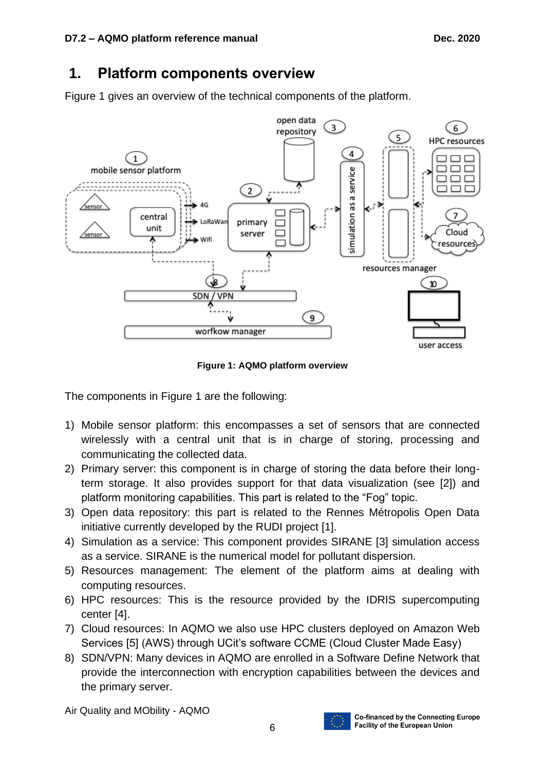# 1. Platform components overview

Figure 1 gives an overview of the technical components of the platform.

**Figure 1: AQMO platform overview**

The components in Figure 1 are the following:

1) Mobile sensor platform: this encompasses a set of sensors that are connected wirelessly with a central unit that is in charge of storing, processing and communicating the collected data.
2) Primary server: this component is in charge of storing the data before their long-term storage. It also provides support for that data visualization (see [2]) and platform monitoring capabilities. This part is related to the "Fog" topic.
3) Open data repository: this part is related to the Rennes Métropolis Open Data initiative currently developed by the RUDI project [1].
4) Simulation as a service: This component provides SIRANE [3] simulation access as a service. SIRANE is the numerical model for pollutant dispersion.
5) Resources management: The element of the platform aims at dealing with computing resources.
6) HPC resources: This is the resource provided by the IDRIS supercomputing center [4].
7) Cloud resources: In AQMO we also use HPC clusters deployed on Amazon Web Services [5] (AWS) through UCit's software CCME (Cloud Cluster Made Easy)
8) SDN/VPN: Many devices in AQMO are enrolled in a Software Define Network that provide the interconnection with encryption capabilities between the devices and the primary server.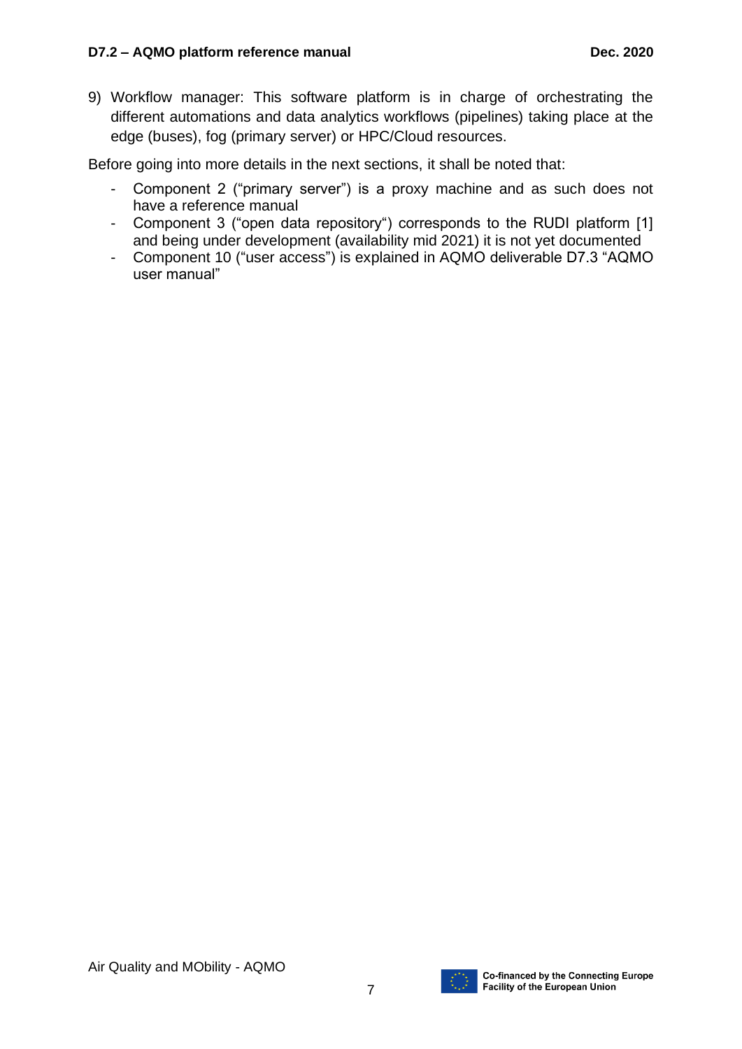9) Workflow manager: This software platform is in charge of orchestrating the different automations and data analytics workflows (pipelines) taking place at the edge (buses), fog (primary server) or HPC/Cloud resources.

Before going into more details in the next sections, it shall be noted that:

- Component 2 ("primary server") is a proxy machine and as such does not have a reference manual
- Component 3 ("open data repository") corresponds to the RUDI platform [1] and being under development (availability mid 2021) it is not yet documented
- Component 10 ("user access") is explained in AQMO deliverable D7.3 "AQMO user manual"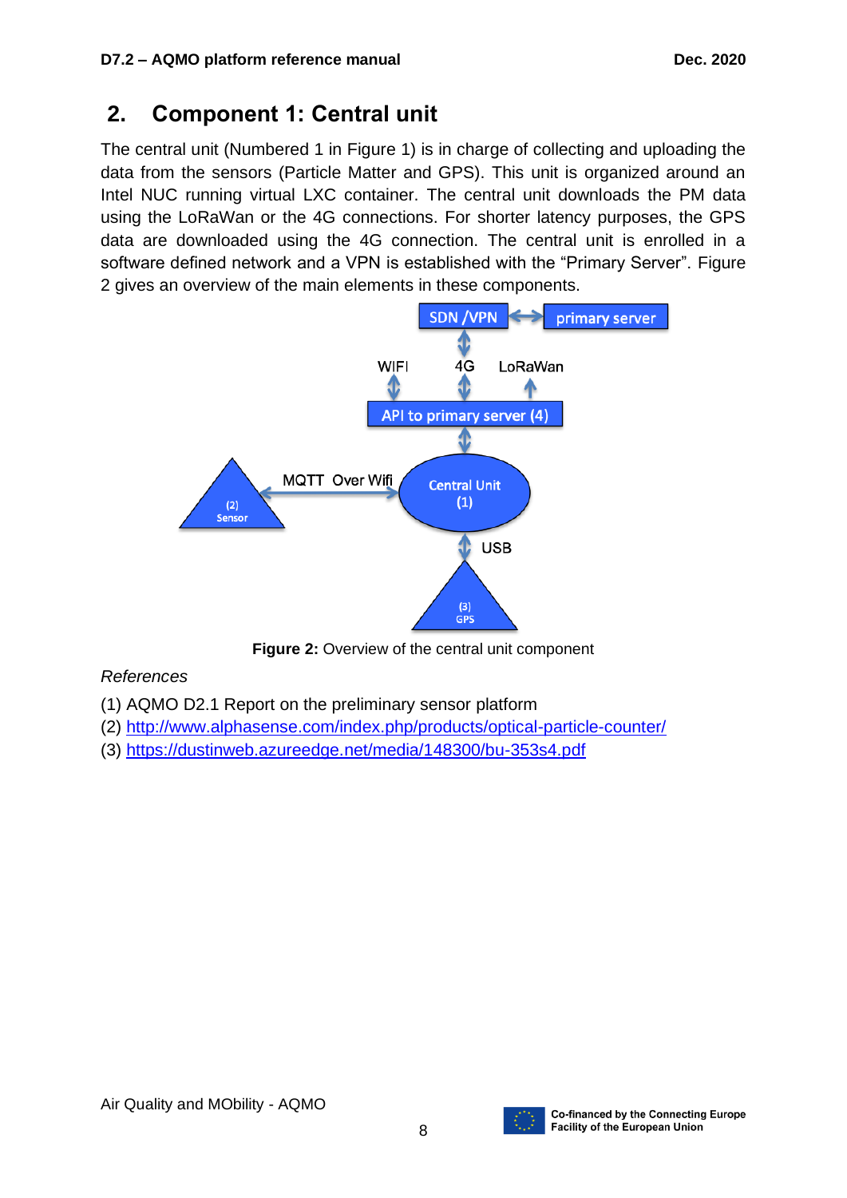## 2. Component 1: Central unit

The central unit (Numbered 1 in Figure 1) is in charge of collecting and uploading the data from the sensors (Particle Matter and GPS). This unit is organized around an Intel NUC running virtual LXC container. The central unit downloads the PM data using the LoRaWan or the 4G connections. For shorter latency purposes, the GPS data are downloaded using the 4G connection. The central unit is enrolled in a software defined network and a VPN is established with the "Primary Server". Figure 2 gives an overview of the main elements in these components.

SDN /VPN ↔ primary server

WIFI · 4G · LoRaWan

API to primary server (4)

(2) Sensor ↔ MQTT Over Wifi ↔ Central Unit (1)

USB

(3) GPS

**Figure 2:** Overview of the central unit component

*References*

(1) AQMO D2.1 Report on the preliminary sensor platform
(2) http://www.alphasense.com/index.php/products/optical-particle-counter/
(3) https://dustinweb.azureedge.net/media/148300/bu-353s4.pdf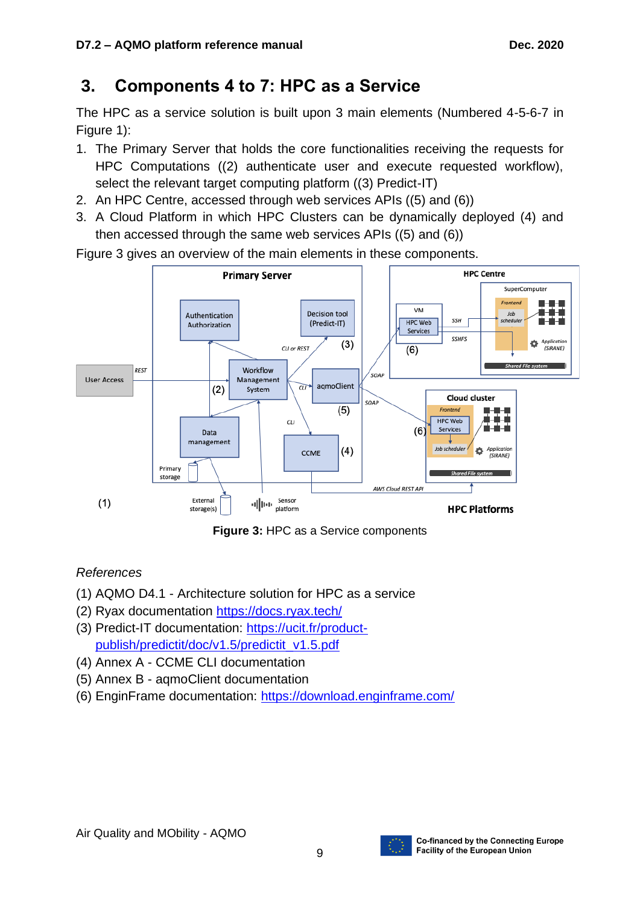# 3. Components 4 to 7: HPC as a Service

The HPC as a service solution is built upon 3 main elements (Numbered 4-5-6-7 in Figure 1):

1. The Primary Server that holds the core functionalities receiving the requests for HPC Computations ((2) authenticate user and execute requested workflow), select the relevant target computing platform ((3) Predict-IT)
2. An HPC Centre, accessed through web services APIs ((5) and (6))
3. A Cloud Platform in which HPC Clusters can be dynamically deployed (4) and then accessed through the same web services APIs ((5) and (6))

Figure 3 gives an overview of the main elements in these components.

**Figure 3:** HPC as a Service components

*References*

(1) AQMO D4.1 - Architecture solution for HPC as a service
(2) Ryax documentation https://docs.ryax.tech/
(3) Predict-IT documentation: https://ucit.fr/product-publish/predictit/doc/v1.5/predictit_v1.5.pdf
(4) Annex A - CCME CLI documentation
(5) Annex B - aqmoClient documentation
(6) EnginFrame documentation: https://download.enginframe.com/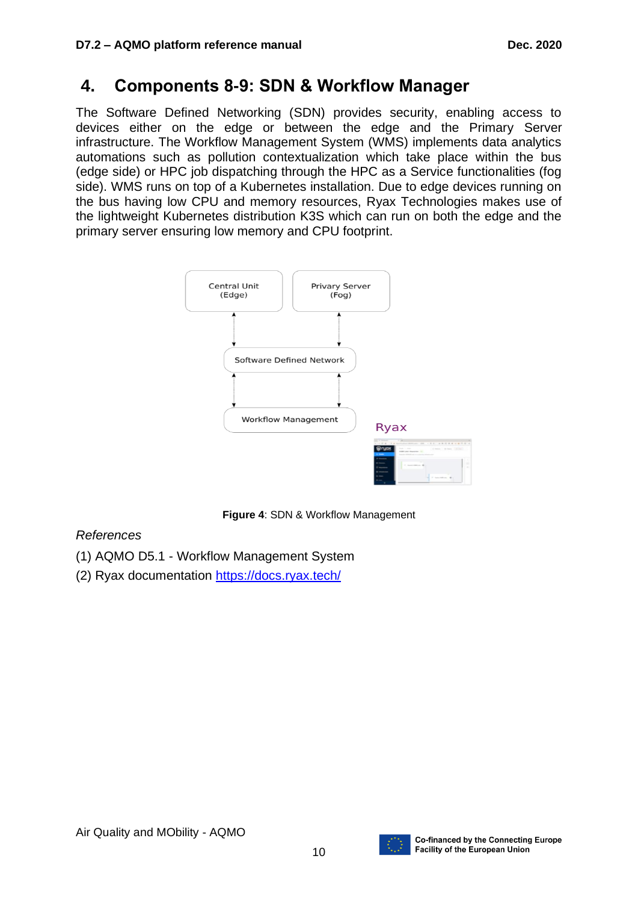# 4. Components 8-9: SDN & Workflow Manager

The Software Defined Networking (SDN) provides security, enabling access to devices either on the edge or between the edge and the Primary Server infrastructure. The Workflow Management System (WMS) implements data analytics automations such as pollution contextualization which take place within the bus (edge side) or HPC job dispatching through the HPC as a Service functionalities (fog side). WMS runs on top of a Kubernetes installation. Due to edge devices running on the bus having low CPU and memory resources, Ryax Technologies makes use of the lightweight Kubernetes distribution K3S which can run on both the edge and the primary server ensuring low memory and CPU footprint.

**Figure 4**: SDN & Workflow Management

*References*

(1) AQMO D5.1 - Workflow Management System

(2) Ryax documentation https://docs.ryax.tech/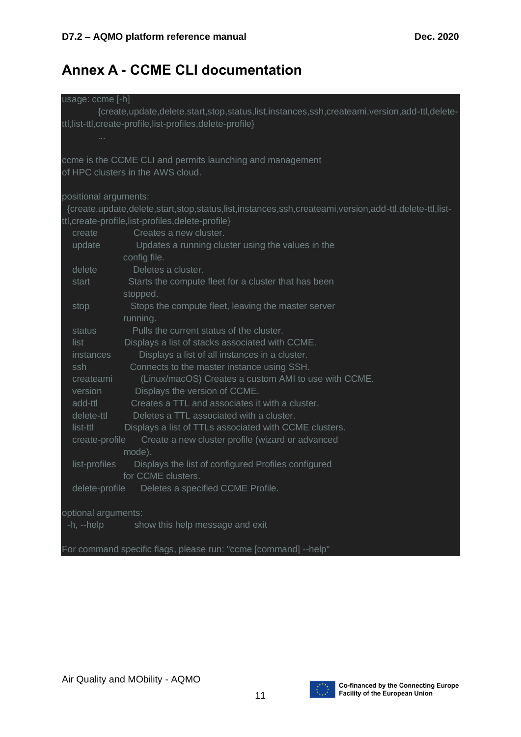# Annex A - CCME CLI documentation

```
usage: ccme [-h]
            {create,update,delete,start,stop,status,list,instances,ssh,createami,version,add-ttl,delete-ttl,list-ttl,create-profile,list-profiles,delete-profile}
            ...

ccme is the CCME CLI and permits launching and management
of HPC clusters in the AWS cloud.

positional arguments:
  {create,update,delete,start,stop,status,list,instances,ssh,createami,version,add-ttl,delete-ttl,list-ttl,create-profile,list-profiles,delete-profile}
    create            Creates a new cluster.
    update            Updates a running cluster using the values in the
                      config file.
    delete            Deletes a cluster.
    start             Starts the compute fleet for a cluster that has been
                      stopped.
    stop              Stops the compute fleet, leaving the master server
                      running.
    status            Pulls the current status of the cluster.
    list              Displays a list of stacks associated with CCME.
    instances         Displays a list of all instances in a cluster.
    ssh               Connects to the master instance using SSH.
    createami         (Linux/macOS) Creates a custom AMI to use with CCME.
    version           Displays the version of CCME.
    add-ttl           Creates a TTL and associates it with a cluster.
    delete-ttl        Deletes a TTL associated with a cluster.
    list-ttl          Displays a list of TTLs associated with CCME clusters.
    create-profile    Create a new cluster profile (wizard or advanced
                      mode).
    list-profiles     Displays the list of configured Profiles configured
                      for CCME clusters.
    delete-profile    Deletes a specified CCME Profile.

optional arguments:
  -h, --help          show this help message and exit

For command specific flags, please run: "ccme [command] --help"
```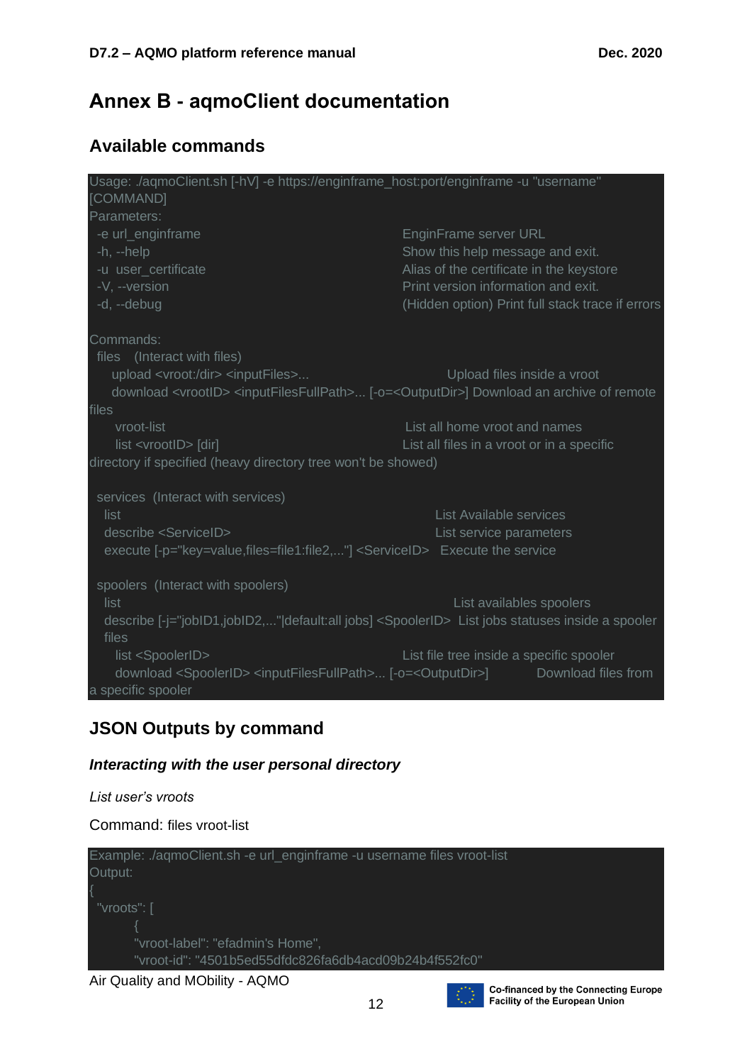# Annex B - aqmoClient documentation

## Available commands

```
Usage: ./aqmoClient.sh [-hV] -e https://enginframe_host:port/enginframe -u "username"
[COMMAND]
Parameters:
  -e url_enginframe                                      EnginFrame server URL
  -h, --help                                             Show this help message and exit.
  -u  user_certificate                                   Alias of the certificate in the keystore
  -V, --version                                          Print version information and exit.
  -d, --debug                                            (Hidden option) Print full stack trace if errors

Commands:
  files    (Interact with files)
     upload <vroot:/dir> <inputFiles>...                          Upload files inside a vroot
     download <vrootID> <inputFilesFullPath>... [-o=<OutputDir>] Download an archive of remote
files
      vroot-list                                         List all home vroot and names
      list <vrootID> [dir]                               List all files in a vroot or in a specific
directory if specified (heavy directory tree won't be showed)

  services  (Interact with services)
    list                                                      List Available services
    describe <ServiceID>                                      List service parameters
    execute [-p="key=value,files=file1:file2,..."] <ServiceID>   Execute the service

  spoolers  (Interact with spoolers)
    list                                                         List availables spoolers
    describe [-j="jobID1,jobID2,..."|default:all jobs] <SpoolerID>  List jobs statuses inside a spooler
    files
      list <SpoolerID>                                   List file tree inside a specific spooler
      download <SpoolerID> <inputFilesFullPath>... [-o=<OutputDir>]          Download files from
a specific spooler
```

## JSON Outputs by command

### *Interacting with the user personal directory*

*List user's vroots*

Command: files vroot-list

```
Example: ./aqmoClient.sh -e url_enginframe -u username files vroot-list
Output:
{
  "vroots": [
          {
          "vroot-label": "efadmin's Home",
          "vroot-id": "4501b5ed55dfdc826fa6db4acd09b24b4f552fc0"
```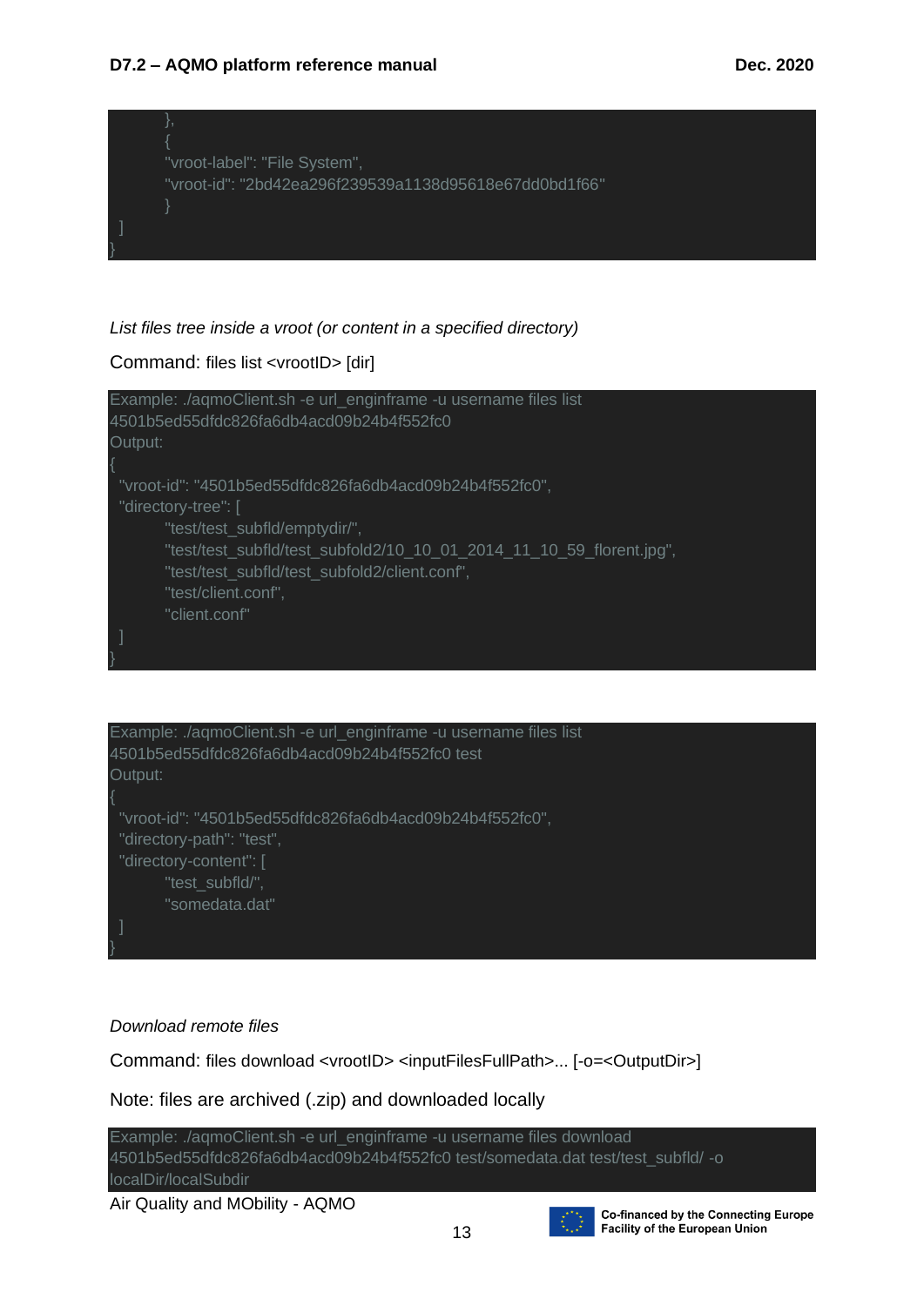```
        },
        {
        "vroot-label": "File System",
        "vroot-id": "2bd42ea296f239539a1138d95618e67dd0bd1f66"
        }
  ]
}
```

*List files tree inside a vroot (or content in a specified directory)*

Command: files list <vrootID> [dir]

```
Example: ./aqmoClient.sh -e url_enginframe -u username files list
4501b5ed55dfdc826fa6db4acd09b24b4f552fc0
Output:
{
  "vroot-id": "4501b5ed55dfdc826fa6db4acd09b24b4f552fc0",
  "directory-tree": [
        "test/test_subfld/emptydir/",
        "test/test_subfld/test_subfold2/10_10_01_2014_11_10_59_florent.jpg",
        "test/test_subfld/test_subfold2/client.conf",
        "test/client.conf",
        "client.conf"
  ]
}
```

```
Example: ./aqmoClient.sh -e url_enginframe -u username files list
4501b5ed55dfdc826fa6db4acd09b24b4f552fc0 test
Output:
{
  "vroot-id": "4501b5ed55dfdc826fa6db4acd09b24b4f552fc0",
  "directory-path": "test",
  "directory-content": [
        "test_subfld/",
        "somedata.dat"
  ]
}
```

*Download remote files*

Command: files download <vrootID> <inputFilesFullPath>... [-o=<OutputDir>]

Note: files are archived (.zip) and downloaded locally

```
Example: ./aqmoClient.sh -e url_enginframe -u username files download
4501b5ed55dfdc826fa6db4acd09b24b4f552fc0 test/somedata.dat test/test_subfld/ -o
localDir/localSubdir
```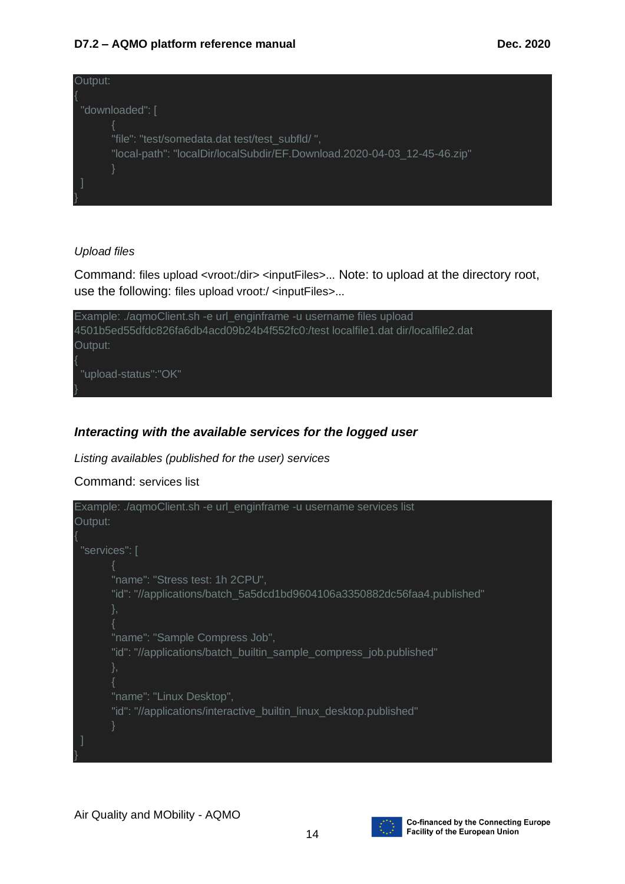```
Output:
{
  "downloaded": [
        {
        "file": "test/somedata.dat test/test_subfld/ ",
        "local-path": "localDir/localSubdir/EF.Download.2020-04-03_12-45-46.zip"
        }
  ]
}
```

*Upload files*

Command: files upload <vroot:/dir> <inputFiles>... Note: to upload at the directory root, use the following: files upload vroot:/ <inputFiles>...

```
Example: ./aqmoClient.sh -e url_enginframe -u username files upload
4501b5ed55dfdc826fa6db4acd09b24b4f552fc0:/test localfile1.dat dir/localfile2.dat
Output:
{
  "upload-status":"OK"
}
```

### *Interacting with the available services for the logged user*

*Listing availables (published for the user) services*

Command: services list

```
Example: ./aqmoClient.sh -e url_enginframe -u username services list
Output:
{
  "services": [
        {
        "name": "Stress test: 1h 2CPU",
        "id": "//applications/batch_5a5dcd1bd9604106a3350882dc56faa4.published"
        },
        {
        "name": "Sample Compress Job",
        "id": "//applications/batch_builtin_sample_compress_job.published"
        },
        {
        "name": "Linux Desktop",
        "id": "//applications/interactive_builtin_linux_desktop.published"
        }
  ]
}
```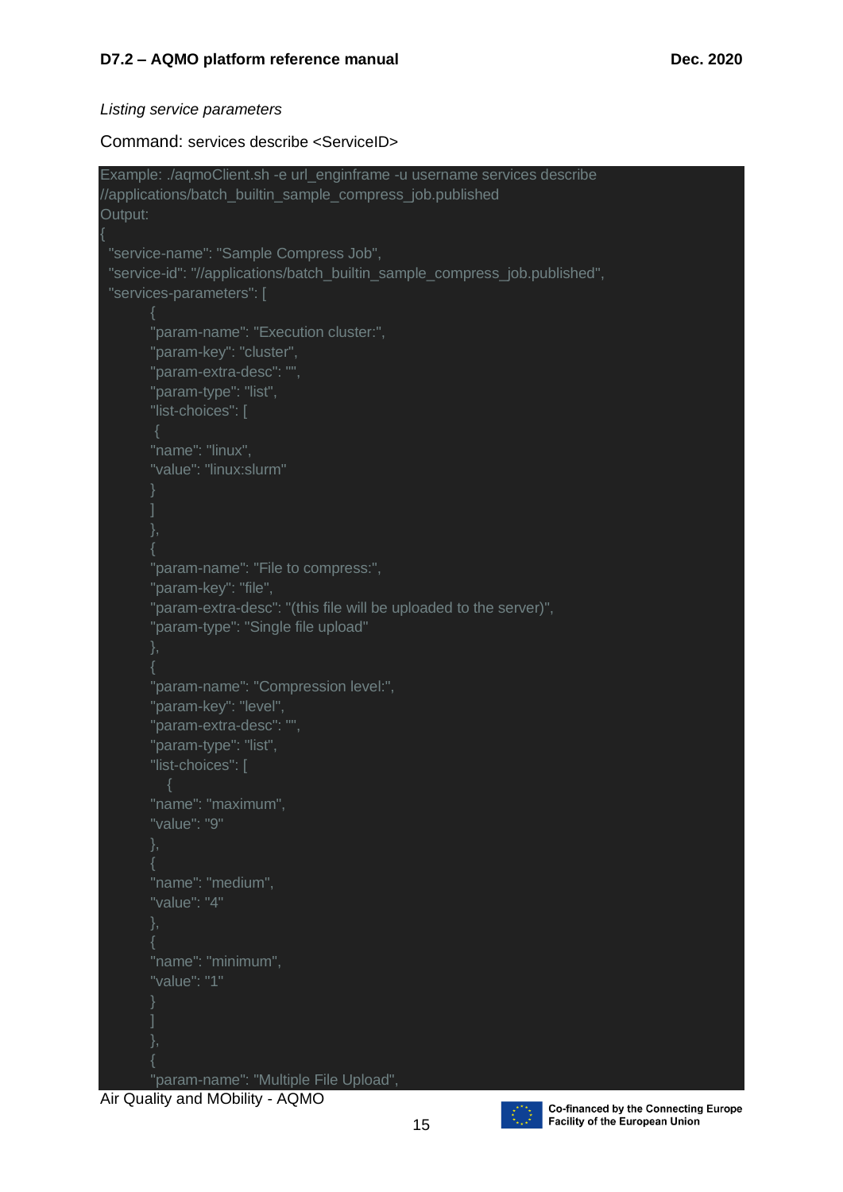*Listing service parameters*

Command: services describe <ServiceID>

```
Example: ./aqmoClient.sh -e url_enginframe -u username services describe
//applications/batch_builtin_sample_compress_job.published
Output:
{
  "service-name": "Sample Compress Job",
  "service-id": "//applications/batch_builtin_sample_compress_job.published",
  "services-parameters": [
        {
        "param-name": "Execution cluster:",
        "param-key": "cluster",
        "param-extra-desc": "",
        "param-type": "list",
        "list-choices": [
         {
        "name": "linux",
        "value": "linux:slurm"
        }
        ]
        },
        {
        "param-name": "File to compress:",
        "param-key": "file",
        "param-extra-desc": "(this file will be uploaded to the server)",
        "param-type": "Single file upload"
        },
        {
        "param-name": "Compression level:",
        "param-key": "level",
        "param-extra-desc": "",
        "param-type": "list",
        "list-choices": [
           {
        "name": "maximum",
        "value": "9"
        },
        {
        "name": "medium",
        "value": "4"
        },
        {
        "name": "minimum",
        "value": "1"
        }
        ]
        },
        {
        "param-name": "Multiple File Upload",
```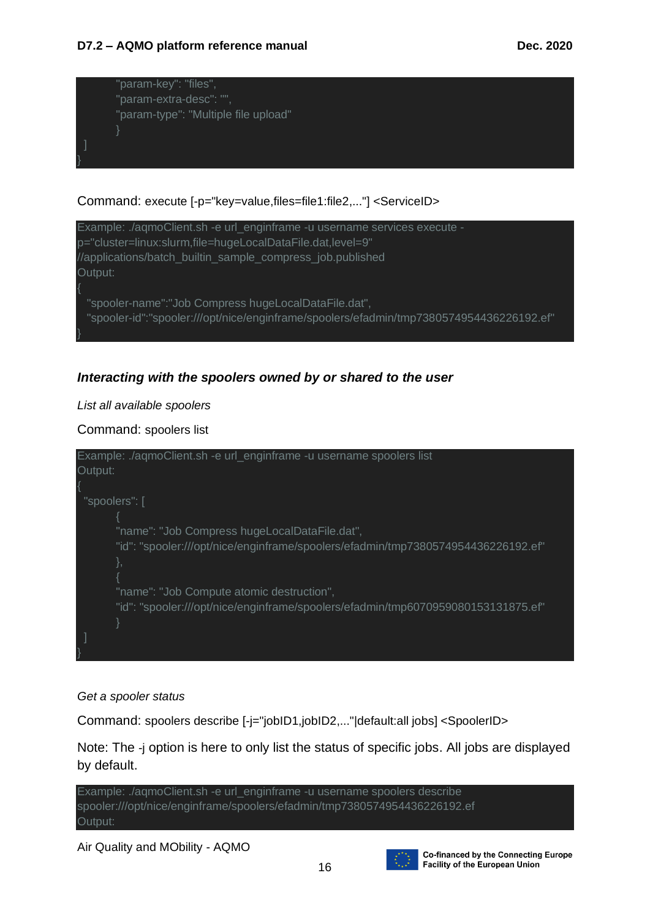```
        "param-key": "files",
        "param-extra-desc": "",
        "param-type": "Multiple file upload"
        }
  ]
}
```

Command: execute [-p="key=value,files=file1:file2,..."] <ServiceID>

```
Example: ./aqmoClient.sh -e url_enginframe -u username services execute -
p="cluster=linux:slurm,file=hugeLocalDataFile.dat,level=9"
//applications/batch_builtin_sample_compress_job.published
Output:
{
  "spooler-name":"Job Compress hugeLocalDataFile.dat",
  "spooler-id":"spooler:///opt/nice/enginframe/spoolers/efadmin/tmp7380574954436226192.ef"
}
```

***Interacting with the spoolers owned by or shared to the user***

*List all available spoolers*

Command: spoolers list

```
Example: ./aqmoClient.sh -e url_enginframe -u username spoolers list
Output:
{
  "spoolers": [
        {
        "name": "Job Compress hugeLocalDataFile.dat",
        "id": "spooler:///opt/nice/enginframe/spoolers/efadmin/tmp7380574954436226192.ef"
        },
        {
        "name": "Job Compute atomic destruction",
        "id": "spooler:///opt/nice/enginframe/spoolers/efadmin/tmp6070959080153131875.ef"
        }
  ]
}
```

*Get a spooler status*

Command: spoolers describe [-j="jobID1,jobID2,..."|default:all jobs] <SpoolerID>

Note: The -j option is here to only list the status of specific jobs. All jobs are displayed by default.

```
Example: ./aqmoClient.sh -e url_enginframe -u username spoolers describe
spooler:///opt/nice/enginframe/spoolers/efadmin/tmp7380574954436226192.ef
Output:
```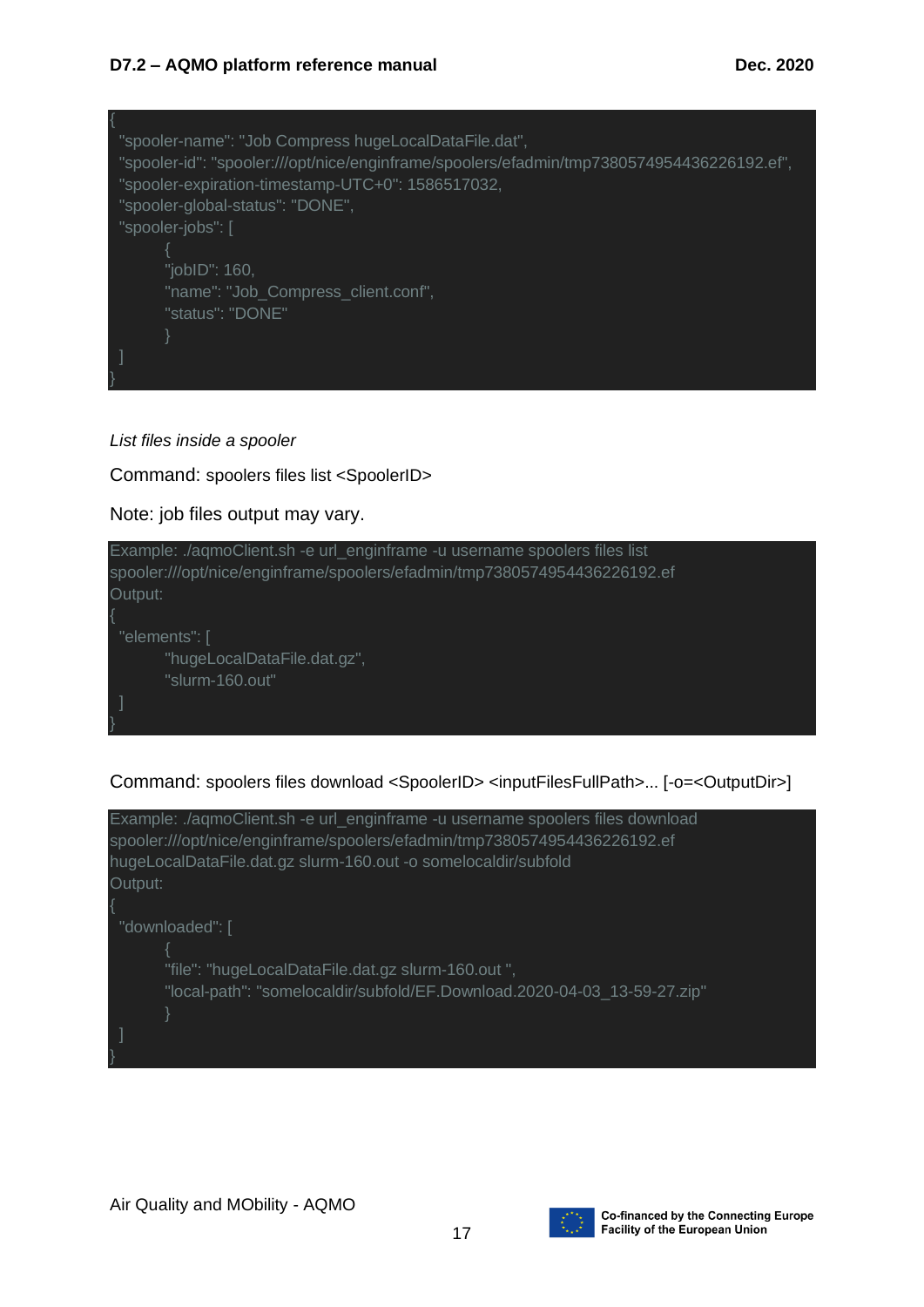```
{
  "spooler-name": "Job Compress hugeLocalDataFile.dat",
  "spooler-id": "spooler:///opt/nice/enginframe/spoolers/efadmin/tmp7380574954436226192.ef",
  "spooler-expiration-timestamp-UTC+0": 1586517032,
  "spooler-global-status": "DONE",
  "spooler-jobs": [
        {
        "jobID": 160,
        "name": "Job_Compress_client.conf",
        "status": "DONE"
        }
  ]
}
```

*List files inside a spooler*

Command: spoolers files list <SpoolerID>

Note: job files output may vary.

```
Example: ./aqmoClient.sh -e url_enginframe -u username spoolers files list
spooler:///opt/nice/enginframe/spoolers/efadmin/tmp7380574954436226192.ef
Output:
{
  "elements": [
        "hugeLocalDataFile.dat.gz",
        "slurm-160.out"
  ]
}
```

Command: spoolers files download <SpoolerID> <inputFilesFullPath>... [-o=<OutputDir>]

```
Example: ./aqmoClient.sh -e url_enginframe -u username spoolers files download
spooler:///opt/nice/enginframe/spoolers/efadmin/tmp7380574954436226192.ef
hugeLocalDataFile.dat.gz slurm-160.out -o somelocaldir/subfold
Output:
{
  "downloaded": [
        {
        "file": "hugeLocalDataFile.dat.gz slurm-160.out ",
        "local-path": "somelocaldir/subfold/EF.Download.2020-04-03_13-59-27.zip"
        }
  ]
}
```